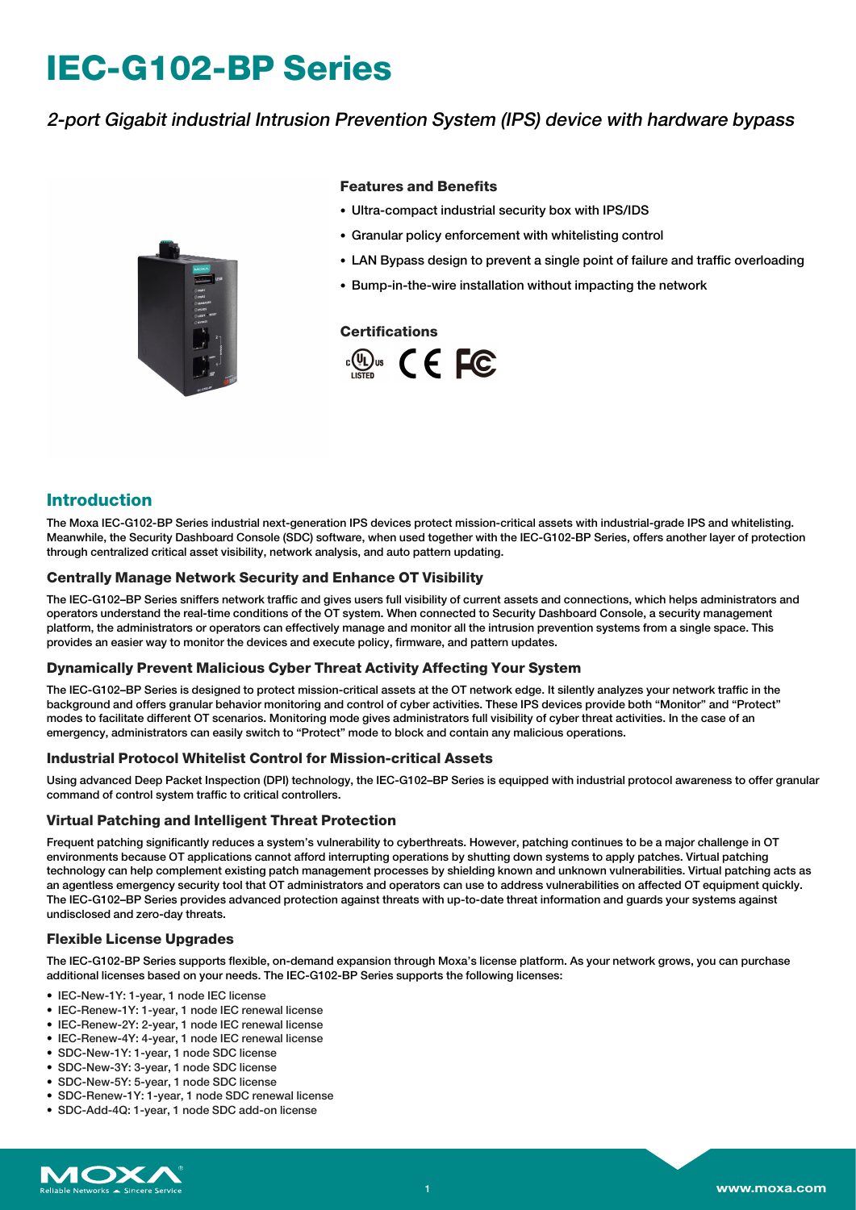# IEC-G102-BP Series

*2-port Gigabit industrial Intrusion Prevention System (IPS) device with hardware bypass*

### Features and Benefits

- Ultra-compact industrial security box with IPS/IDS
- Granular policy enforcement with whitelisting control
- LAN Bypass design to prevent a single point of failure and traffic overloading
- Bump-in-the-wire installation without impacting the network

### Certifications

## Introduction

The Moxa IEC-G102-BP Series industrial next-generation IPS devices protect mission-critical assets with industrial-grade IPS and whitelisting. Meanwhile, the Security Dashboard Console (SDC) software, when used together with the IEC-G102-BP Series, offers another layer of protection through centralized critical asset visibility, network analysis, and auto pattern updating.

### Centrally Manage Network Security and Enhance OT Visibility

The IEC-G102–BP Series sniffers network traffic and gives users full visibility of current assets and connections, which helps administrators and operators understand the real-time conditions of the OT system. When connected to Security Dashboard Console, a security management platform, the administrators or operators can effectively manage and monitor all the intrusion prevention systems from a single space. This provides an easier way to monitor the devices and execute policy, firmware, and pattern updates.

### Dynamically Prevent Malicious Cyber Threat Activity Affecting Your System

The IEC-G102–BP Series is designed to protect mission-critical assets at the OT network edge. It silently analyzes your network traffic in the background and offers granular behavior monitoring and control of cyber activities. These IPS devices provide both "Monitor" and "Protect" modes to facilitate different OT scenarios. Monitoring mode gives administrators full visibility of cyber threat activities. In the case of an emergency, administrators can easily switch to "Protect" mode to block and contain any malicious operations.

### Industrial Protocol Whitelist Control for Mission-critical Assets

Using advanced Deep Packet Inspection (DPI) technology, the IEC-G102–BP Series is equipped with industrial protocol awareness to offer granular command of control system traffic to critical controllers.

### Virtual Patching and Intelligent Threat Protection

Frequent patching significantly reduces a system's vulnerability to cyberthreats. However, patching continues to be a major challenge in OT environments because OT applications cannot afford interrupting operations by shutting down systems to apply patches. Virtual patching technology can help complement existing patch management processes by shielding known and unknown vulnerabilities. Virtual patching acts as an agentless emergency security tool that OT administrators and operators can use to address vulnerabilities on affected OT equipment quickly. The IEC-G102–BP Series provides advanced protection against threats with up-to-date threat information and guards your systems against undisclosed and zero-day threats.

### Flexible License Upgrades

The IEC-G102-BP Series supports flexible, on-demand expansion through Moxa's license platform. As your network grows, you can purchase additional licenses based on your needs. The IEC-G102-BP Series supports the following licenses:

- IEC-New-1Y: 1-year, 1 node IEC license
- IEC-Renew-1Y: 1-year, 1 node IEC renewal license
- IEC-Renew-2Y: 2-year, 1 node IEC renewal license
- IEC-Renew-4Y: 4-year, 1 node IEC renewal license
- SDC-New-1Y: 1-year, 1 node SDC license
- SDC-New-3Y: 3-year, 1 node SDC license
- SDC-New-5Y: 5-year, 1 node SDC license
- SDC-Renew-1Y: 1-year, 1 node SDC renewal license
- SDC-Add-4Q: 1-year, 1 node SDC add-on license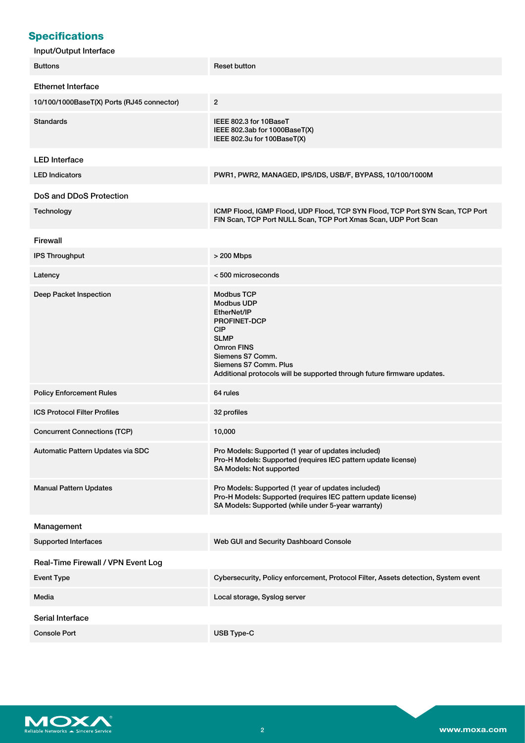## Specifications

### Input/Output Interface

| | |
|---|---|
| Buttons | Reset button |

### Ethernet Interface

| | |
|---|---|
| 10/100/1000BaseT(X) Ports (RJ45 connector) | 2 |
| Standards | IEEE 802.3 for 10BaseT<br>IEEE 802.3ab for 1000BaseT(X)<br>IEEE 802.3u for 100BaseT(X) |

### LED Interface

| | |
|---|---|
| LED Indicators | PWR1, PWR2, MANAGED, IPS/IDS, USB/F, BYPASS, 10/100/1000M |

### DoS and DDoS Protection

| | |
|---|---|
| Technology | ICMP Flood, IGMP Flood, UDP Flood, TCP SYN Flood, TCP Port SYN Scan, TCP Port FIN Scan, TCP Port NULL Scan, TCP Port Xmas Scan, UDP Port Scan |

### Firewall

| | |
|---|---|
| IPS Throughput | > 200 Mbps |
| Latency | < 500 microseconds |
| Deep Packet Inspection | Modbus TCP<br>Modbus UDP<br>EtherNet/IP<br>PROFINET-DCP<br>CIP<br>SLMP<br>Omron FINS<br>Siemens S7 Comm.<br>Siemens S7 Comm. Plus<br>Additional protocols will be supported through future firmware updates. |
| Policy Enforcement Rules | 64 rules |
| ICS Protocol Filter Profiles | 32 profiles |
| Concurrent Connections (TCP) | 10,000 |
| Automatic Pattern Updates via SDC | Pro Models: Supported (1 year of updates included)<br>Pro-H Models: Supported (requires IEC pattern update license)<br>SA Models: Not supported |
| Manual Pattern Updates | Pro Models: Supported (1 year of updates included)<br>Pro-H Models: Supported (requires IEC pattern update license)<br>SA Models: Supported (while under 5-year warranty) |

### Management

| | |
|---|---|
| Supported Interfaces | Web GUI and Security Dashboard Console |

### Real-Time Firewall / VPN Event Log

| | |
|---|---|
| Event Type | Cybersecurity, Policy enforcement, Protocol Filter, Assets detection, System event |
| Media | Local storage, Syslog server |

### Serial Interface

| | |
|---|---|
| Console Port | USB Type-C |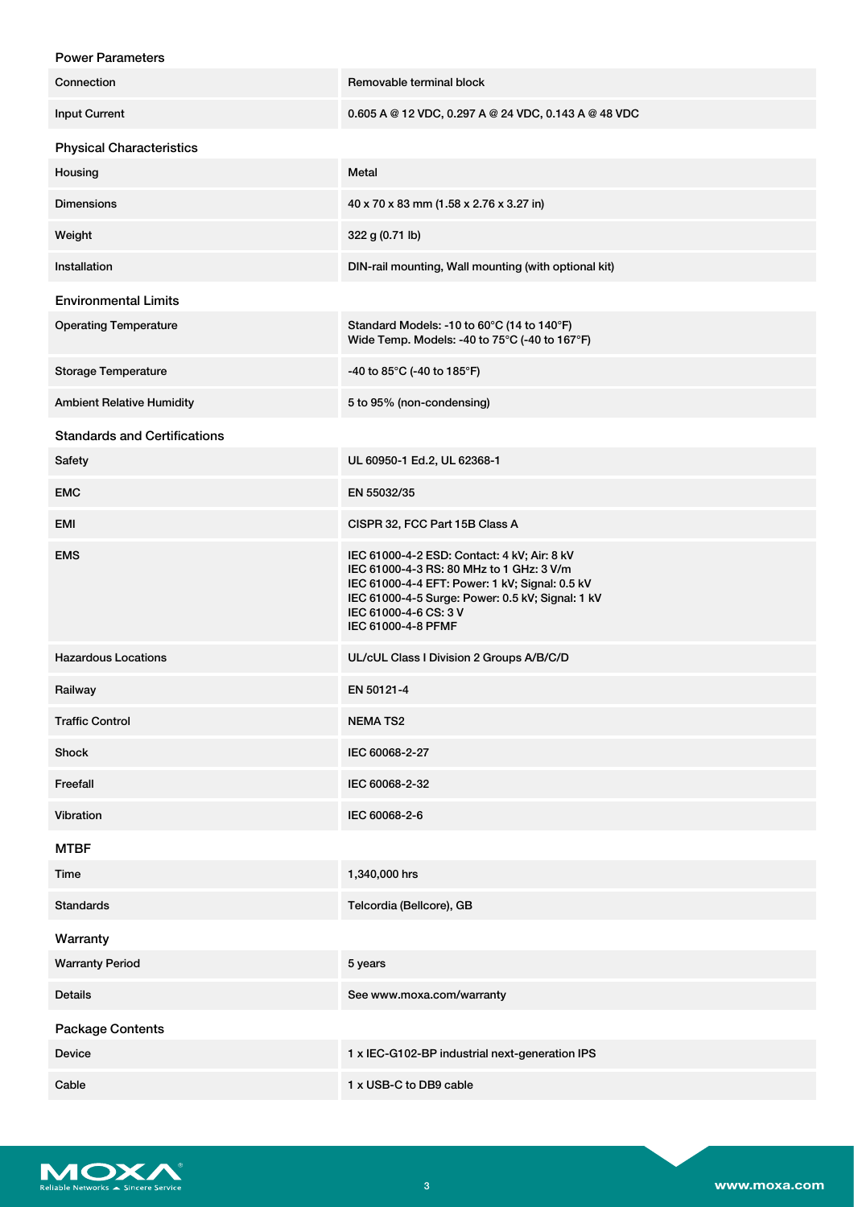### Power Parameters

| | |
|---|---|
| Connection | Removable terminal block |
| Input Current | 0.605 A @ 12 VDC, 0.297 A @ 24 VDC, 0.143 A @ 48 VDC |

### Physical Characteristics

| | |
|---|---|
| Housing | Metal |
| Dimensions | 40 x 70 x 83 mm (1.58 x 2.76 x 3.27 in) |
| Weight | 322 g (0.71 lb) |
| Installation | DIN-rail mounting, Wall mounting (with optional kit) |

### Environmental Limits

| | |
|---|---|
| Operating Temperature | Standard Models: -10 to 60°C (14 to 140°F)<br>Wide Temp. Models: -40 to 75°C (-40 to 167°F) |
| Storage Temperature | -40 to 85°C (-40 to 185°F) |
| Ambient Relative Humidity | 5 to 95% (non-condensing) |

### Standards and Certifications

| | |
|---|---|
| Safety | UL 60950-1 Ed.2, UL 62368-1 |
| EMC | EN 55032/35 |
| EMI | CISPR 32, FCC Part 15B Class A |
| EMS | IEC 61000-4-2 ESD: Contact: 4 kV; Air: 8 kV<br>IEC 61000-4-3 RS: 80 MHz to 1 GHz: 3 V/m<br>IEC 61000-4-4 EFT: Power: 1 kV; Signal: 0.5 kV<br>IEC 61000-4-5 Surge: Power: 0.5 kV; Signal: 1 kV<br>IEC 61000-4-6 CS: 3 V<br>IEC 61000-4-8 PFMF |
| Hazardous Locations | UL/cUL Class I Division 2 Groups A/B/C/D |
| Railway | EN 50121-4 |
| Traffic Control | NEMA TS2 |
| Shock | IEC 60068-2-27 |
| Freefall | IEC 60068-2-32 |
| Vibration | IEC 60068-2-6 |

### MTBF

| | |
|---|---|
| Time | 1,340,000 hrs |
| Standards | Telcordia (Bellcore), GB |

### Warranty

| | |
|---|---|
| Warranty Period | 5 years |
| Details | See www.moxa.com/warranty |

### Package Contents

| | |
|---|---|
| Device | 1 x IEC-G102-BP industrial next-generation IPS |
| Cable | 1 x USB-C to DB9 cable |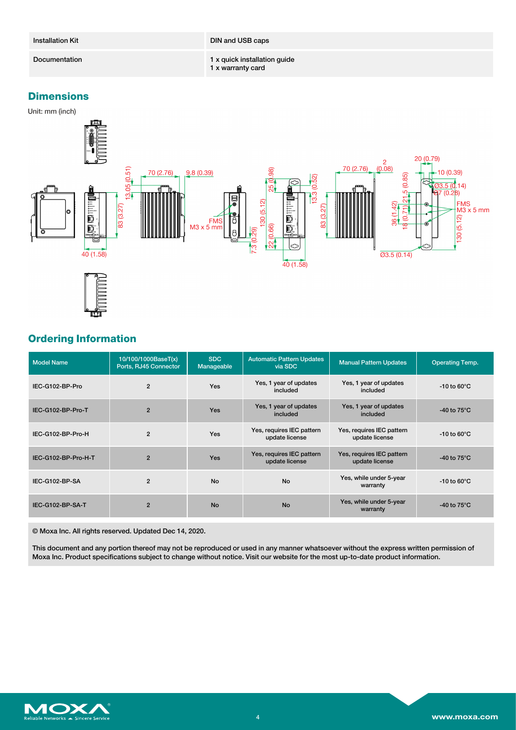| | |
|---|---|
| Installation Kit | DIN and USB caps |
| Documentation | 1 x quick installation guide<br>1 x warranty card |

## Dimensions

Unit: mm (inch)

40 (1.58)
83 (3.27)
13.05 (0.51)
70 (2.76)
9.8 (0.39)
FMS
M3 x 5 mm
7.3 (0.29)
130 (5.12)
25 (0.98)
22 (0.66)
13.3 (0.52)
40 (1.58)
83 (3.27)
70 (2.76)
2 (0.08)
20 (0.79)
10 (0.39)
Ø3.5 (0.14)
Ø7 (0.28)
21.5 (0.85)
36 (1.42)
18 (0.71)
FMS
M3 x 5 mm
130 (5.12)
Ø3.5 (0.14)

## Ordering Information

| Model Name | 10/100/1000BaseT(x) Ports, RJ45 Connector | SDC Manageable | Automatic Pattern Updates via SDC | Manual Pattern Updates | Operating Temp. |
|---|---|---|---|---|---|
| IEC-G102-BP-Pro | 2 | Yes | Yes, 1 year of updates included | Yes, 1 year of updates included | -10 to 60°C |
| IEC-G102-BP-Pro-T | 2 | Yes | Yes, 1 year of updates included | Yes, 1 year of updates included | -40 to 75°C |
| IEC-G102-BP-Pro-H | 2 | Yes | Yes, requires IEC pattern update license | Yes, requires IEC pattern update license | -10 to 60°C |
| IEC-G102-BP-Pro-H-T | 2 | Yes | Yes, requires IEC pattern update license | Yes, requires IEC pattern update license | -40 to 75°C |
| IEC-G102-BP-SA | 2 | No | No | Yes, while under 5-year warranty | -10 to 60°C |
| IEC-G102-BP-SA-T | 2 | No | No | Yes, while under 5-year warranty | -40 to 75°C |

© Moxa Inc. All rights reserved. Updated Dec 14, 2020.

This document and any portion thereof may not be reproduced or used in any manner whatsoever without the express written permission of Moxa Inc. Product specifications subject to change without notice. Visit our website for the most up-to-date product information.